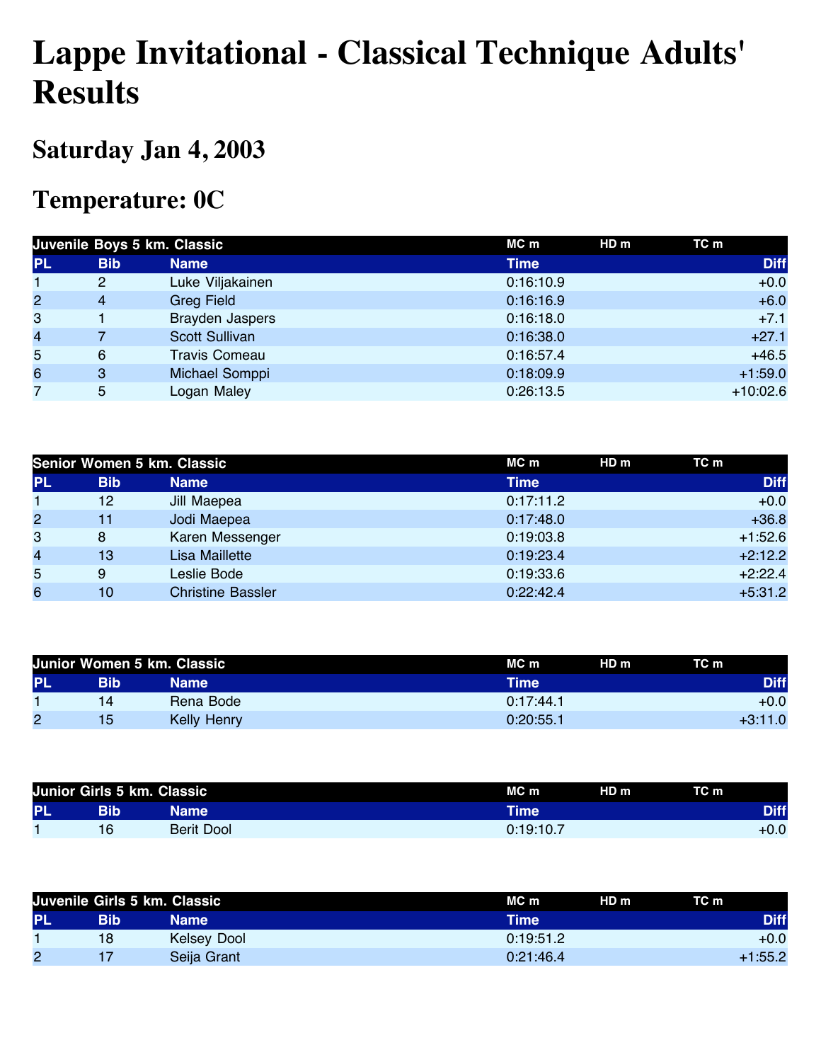# Lappe Invitational - Classical Technique Adults' Results

## Saturday Jan 4, 2003

## Temperature: 0C

| Juvenile Boys 5 km. Classic | | | MC m | HD m | TC m |
|---|---|---|---|---|---|
| **PL** | **Bib** | **Name** | **Time** | | **Diff** |
| 1 | 2 | Luke Viljakainen | 0:16:10.9 | | +0.0 |
| 2 | 4 | Greg Field | 0:16:16.9 | | +6.0 |
| 3 | 1 | Brayden Jaspers | 0:16:18.0 | | +7.1 |
| 4 | 7 | Scott Sullivan | 0:16:38.0 | | +27.1 |
| 5 | 6 | Travis Comeau | 0:16:57.4 | | +46.5 |
| 6 | 3 | Michael Somppi | 0:18:09.9 | | +1:59.0 |
| 7 | 5 | Logan Maley | 0:26:13.5 | | +10:02.6 |

| Senior Women 5 km. Classic | | | MC m | HD m | TC m |
|---|---|---|---|---|---|
| **PL** | **Bib** | **Name** | **Time** | | **Diff** |
| 1 | 12 | Jill Maepea | 0:17:11.2 | | +0.0 |
| 2 | 11 | Jodi Maepea | 0:17:48.0 | | +36.8 |
| 3 | 8 | Karen Messenger | 0:19:03.8 | | +1:52.6 |
| 4 | 13 | Lisa Maillette | 0:19:23.4 | | +2:12.2 |
| 5 | 9 | Leslie Bode | 0:19:33.6 | | +2:22.4 |
| 6 | 10 | Christine Bassler | 0:22:42.4 | | +5:31.2 |

| Junior Women 5 km. Classic | | | MC m | HD m | TC m |
|---|---|---|---|---|---|
| **PL** | **Bib** | **Name** | **Time** | | **Diff** |
| 1 | 14 | Rena Bode | 0:17:44.1 | | +0.0 |
| 2 | 15 | Kelly Henry | 0:20:55.1 | | +3:11.0 |

| Junior Girls 5 km. Classic | | | MC m | HD m | TC m |
|---|---|---|---|---|---|
| **PL** | **Bib** | **Name** | **Time** | | **Diff** |
| 1 | 16 | Berit Dool | 0:19:10.7 | | +0.0 |

| Juvenile Girls 5 km. Classic | | | MC m | HD m | TC m |
|---|---|---|---|---|---|
| **PL** | **Bib** | **Name** | **Time** | | **Diff** |
| 1 | 18 | Kelsey Dool | 0:19:51.2 | | +0.0 |
| 2 | 17 | Seija Grant | 0:21:46.4 | | +1:55.2 |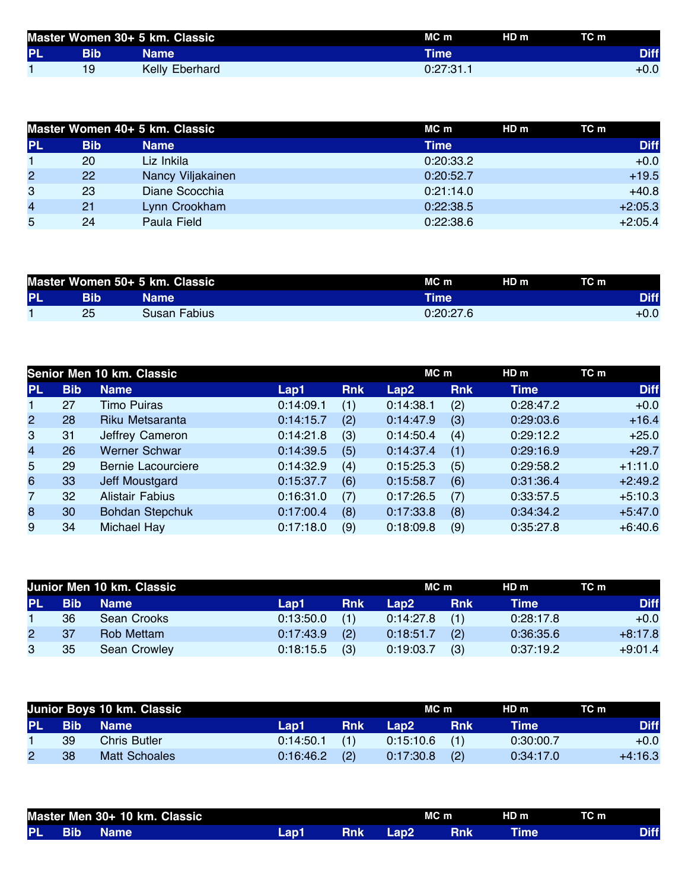| Master Women 30+ 5 km. Classic | | | MC m | HD m | TC m |
|---|---|---|---|---|---|
| PL | Bib | Name | Time | | Diff |
| 1 | 19 | Kelly Eberhard | 0:27:31.1 | | +0.0 |

| Master Women 40+ 5 km. Classic | | | MC m | HD m | TC m |
|---|---|---|---|---|---|
| PL | Bib | Name | Time | | Diff |
| 1 | 20 | Liz Inkila | 0:20:33.2 | | +0.0 |
| 2 | 22 | Nancy Viljakainen | 0:20:52.7 | | +19.5 |
| 3 | 23 | Diane Scocchia | 0:21:14.0 | | +40.8 |
| 4 | 21 | Lynn Crookham | 0:22:38.5 | | +2:05.3 |
| 5 | 24 | Paula Field | 0:22:38.6 | | +2:05.4 |

| Master Women 50+ 5 km. Classic | | | MC m | HD m | TC m |
|---|---|---|---|---|---|
| PL | Bib | Name | Time | | Diff |
| 1 | 25 | Susan Fabius | 0:20:27.6 | | +0.0 |

| Senior Men 10 km. Classic | | | | | MC m | | HD m | TC m |
|---|---|---|---|---|---|---|---|---|
| PL | Bib | Name | Lap1 | Rnk | Lap2 | Rnk | Time | Diff |
| 1 | 27 | Timo Puiras | 0:14:09.1 | (1) | 0:14:38.1 | (2) | 0:28:47.2 | +0.0 |
| 2 | 28 | Riku Metsaranta | 0:14:15.7 | (2) | 0:14:47.9 | (3) | 0:29:03.6 | +16.4 |
| 3 | 31 | Jeffrey Cameron | 0:14:21.8 | (3) | 0:14:50.4 | (4) | 0:29:12.2 | +25.0 |
| 4 | 26 | Werner Schwar | 0:14:39.5 | (5) | 0:14:37.4 | (1) | 0:29:16.9 | +29.7 |
| 5 | 29 | Bernie Lacourciere | 0:14:32.9 | (4) | 0:15:25.3 | (5) | 0:29:58.2 | +1:11.0 |
| 6 | 33 | Jeff Moustgard | 0:15:37.7 | (6) | 0:15:58.7 | (6) | 0:31:36.4 | +2:49.2 |
| 7 | 32 | Alistair Fabius | 0:16:31.0 | (7) | 0:17:26.5 | (7) | 0:33:57.5 | +5:10.3 |
| 8 | 30 | Bohdan Stepchuk | 0:17:00.4 | (8) | 0:17:33.8 | (8) | 0:34:34.2 | +5:47.0 |
| 9 | 34 | Michael Hay | 0:17:18.0 | (9) | 0:18:09.8 | (9) | 0:35:27.8 | +6:40.6 |

| Junior Men 10 km. Classic | | | | | MC m | | HD m | TC m |
|---|---|---|---|---|---|---|---|---|
| PL | Bib | Name | Lap1 | Rnk | Lap2 | Rnk | Time | Diff |
| 1 | 36 | Sean Crooks | 0:13:50.0 | (1) | 0:14:27.8 | (1) | 0:28:17.8 | +0.0 |
| 2 | 37 | Rob Mettam | 0:17:43.9 | (2) | 0:18:51.7 | (2) | 0:36:35.6 | +8:17.8 |
| 3 | 35 | Sean Crowley | 0:18:15.5 | (3) | 0:19:03.7 | (3) | 0:37:19.2 | +9:01.4 |

| Junior Boys 10 km. Classic | | | | | MC m | | HD m | TC m |
|---|---|---|---|---|---|---|---|---|
| PL | Bib | Name | Lap1 | Rnk | Lap2 | Rnk | Time | Diff |
| 1 | 39 | Chris Butler | 0:14:50.1 | (1) | 0:15:10.6 | (1) | 0:30:00.7 | +0.0 |
| 2 | 38 | Matt Schoales | 0:16:46.2 | (2) | 0:17:30.8 | (2) | 0:34:17.0 | +4:16.3 |

| Master Men 30+ 10 km. Classic | | | | | MC m | | HD m | TC m |
|---|---|---|---|---|---|---|---|---|
| PL | Bib | Name | Lap1 | Rnk | Lap2 | Rnk | Time | Diff |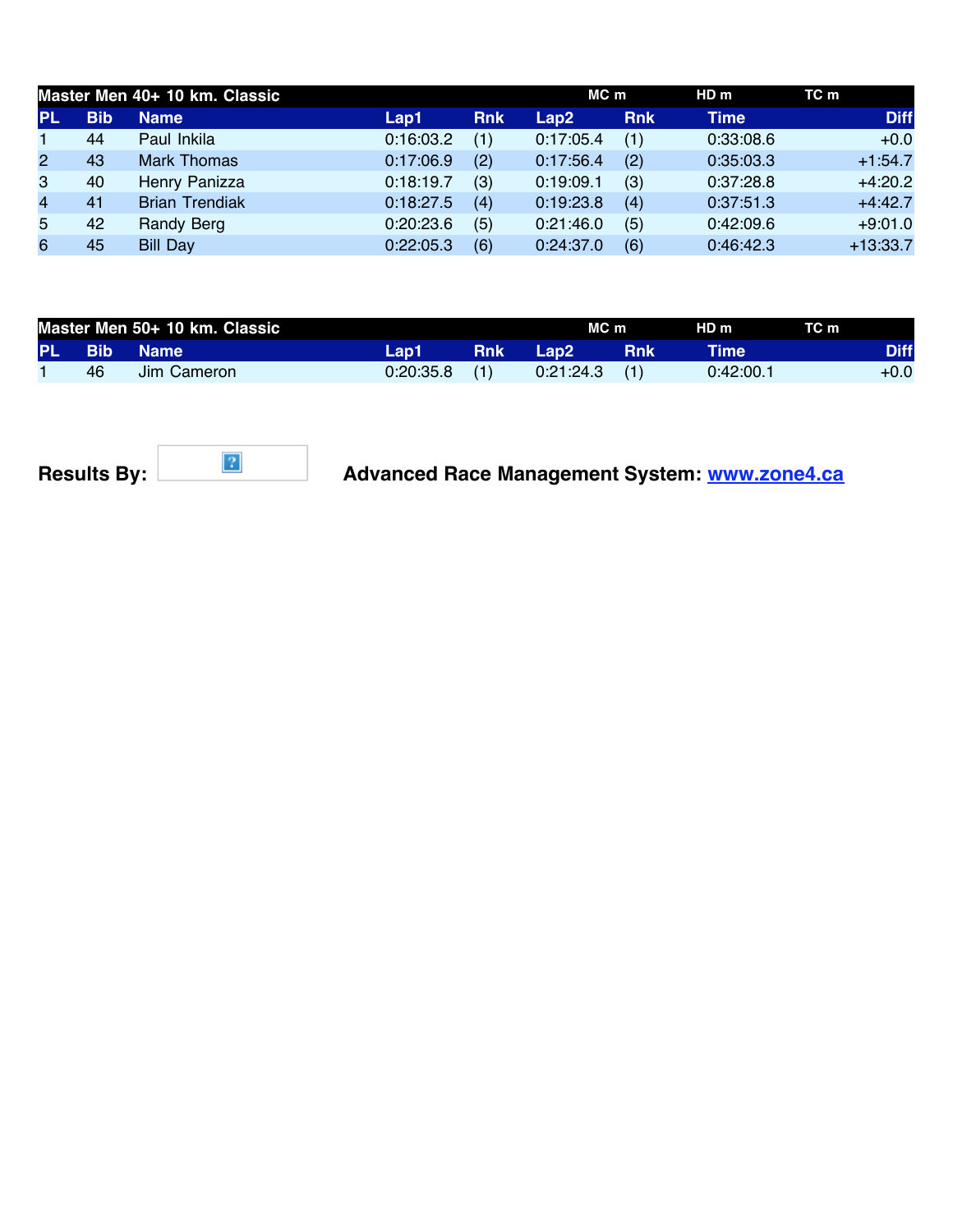| Master Men 40+ 10 km. Classic | | | | | | | MC m | HD m | TC m |
|---|---|---|---|---|---|---|---|---|---|
| PL | Bib | Name | Lap1 | Rnk | Lap2 | Rnk | Time | | Diff |
| 1 | 44 | Paul Inkila | 0:16:03.2 | (1) | 0:17:05.4 | (1) | 0:33:08.6 | | +0.0 |
| 2 | 43 | Mark Thomas | 0:17:06.9 | (2) | 0:17:56.4 | (2) | 0:35:03.3 | | +1:54.7 |
| 3 | 40 | Henry Panizza | 0:18:19.7 | (3) | 0:19:09.1 | (3) | 0:37:28.8 | | +4:20.2 |
| 4 | 41 | Brian Trendiak | 0:18:27.5 | (4) | 0:19:23.8 | (4) | 0:37:51.3 | | +4:42.7 |
| 5 | 42 | Randy Berg | 0:20:23.6 | (5) | 0:21:46.0 | (5) | 0:42:09.6 | | +9:01.0 |
| 6 | 45 | Bill Day | 0:22:05.3 | (6) | 0:24:37.0 | (6) | 0:46:42.3 | | +13:33.7 |

| Master Men 50+ 10 km. Classic | | | | | | | MC m | HD m | TC m |
|---|---|---|---|---|---|---|---|---|---|
| PL | Bib | Name | Lap1 | Rnk | Lap2 | Rnk | Time | | Diff |
| 1 | 46 | Jim Cameron | 0:20:35.8 | (1) | 0:21:24.3 | (1) | 0:42:00.1 | | +0.0 |

**Results By:** **Advanced Race Management System: [www.zone4.ca](www.zone4.ca)**